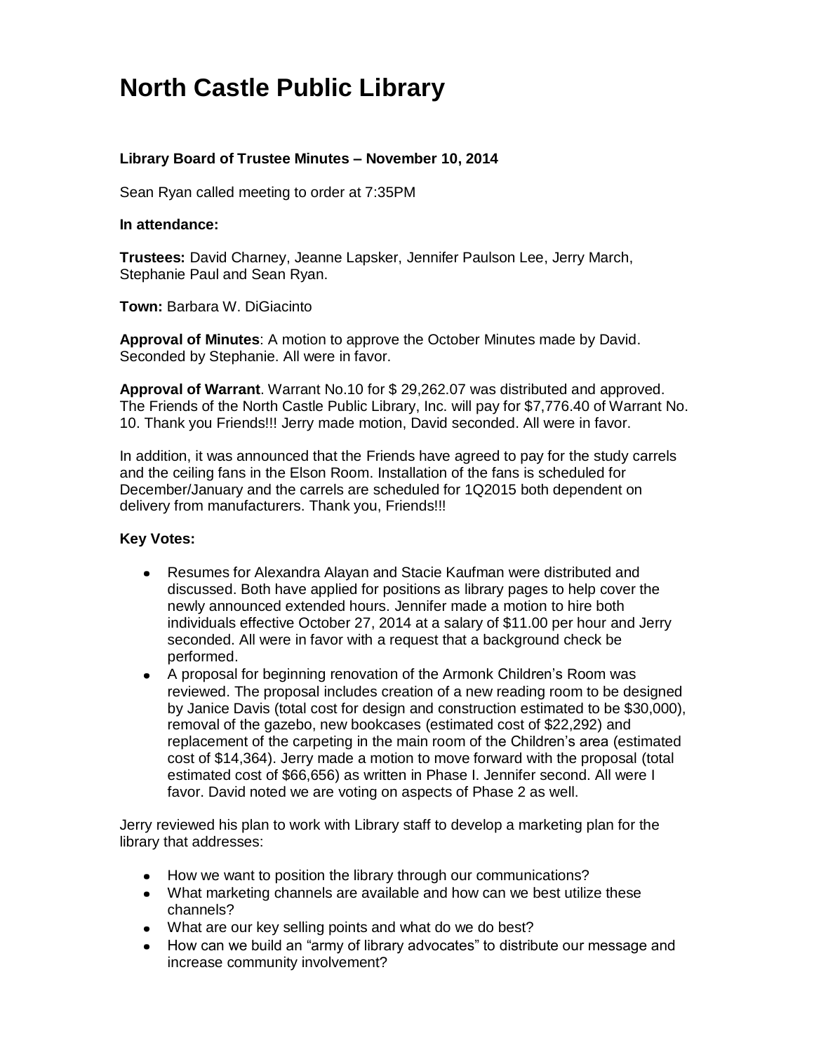# North Castle Public Library

**Library Board of Trustee Minutes – November 10, 2014**

Sean Ryan called meeting to order at 7:35PM

**In attendance:**

**Trustees:** David Charney, Jeanne Lapsker, Jennifer Paulson Lee, Jerry March, Stephanie Paul and Sean Ryan.

**Town:** Barbara W. DiGiacinto

**Approval of Minutes**: A motion to approve the October Minutes made by David. Seconded by Stephanie. All were in favor.

**Approval of Warrant**. Warrant No.10 for $ 29,262.07 was distributed and approved. The Friends of the North Castle Public Library, Inc. will pay for $7,776.40 of Warrant No. 10. Thank you Friends!!! Jerry made motion, David seconded. All were in favor.

In addition, it was announced that the Friends have agreed to pay for the study carrels and the ceiling fans in the Elson Room. Installation of the fans is scheduled for December/January and the carrels are scheduled for 1Q2015 both dependent on delivery from manufacturers. Thank you, Friends!!!

**Key Votes:**

- Resumes for Alexandra Alayan and Stacie Kaufman were distributed and discussed. Both have applied for positions as library pages to help cover the newly announced extended hours. Jennifer made a motion to hire both individuals effective October 27, 2014 at a salary of $11.00 per hour and Jerry seconded. All were in favor with a request that a background check be performed.
- A proposal for beginning renovation of the Armonk Children's Room was reviewed. The proposal includes creation of a new reading room to be designed by Janice Davis (total cost for design and construction estimated to be $30,000), removal of the gazebo, new bookcases (estimated cost of $22,292) and replacement of the carpeting in the main room of the Children's area (estimated cost of $14,364). Jerry made a motion to move forward with the proposal (total estimated cost of $66,656) as written in Phase I. Jennifer second. All were I favor. David noted we are voting on aspects of Phase 2 as well.

Jerry reviewed his plan to work with Library staff to develop a marketing plan for the library that addresses:

- How we want to position the library through our communications?
- What marketing channels are available and how can we best utilize these channels?
- What are our key selling points and what do we do best?
- How can we build an "army of library advocates" to distribute our message and increase community involvement?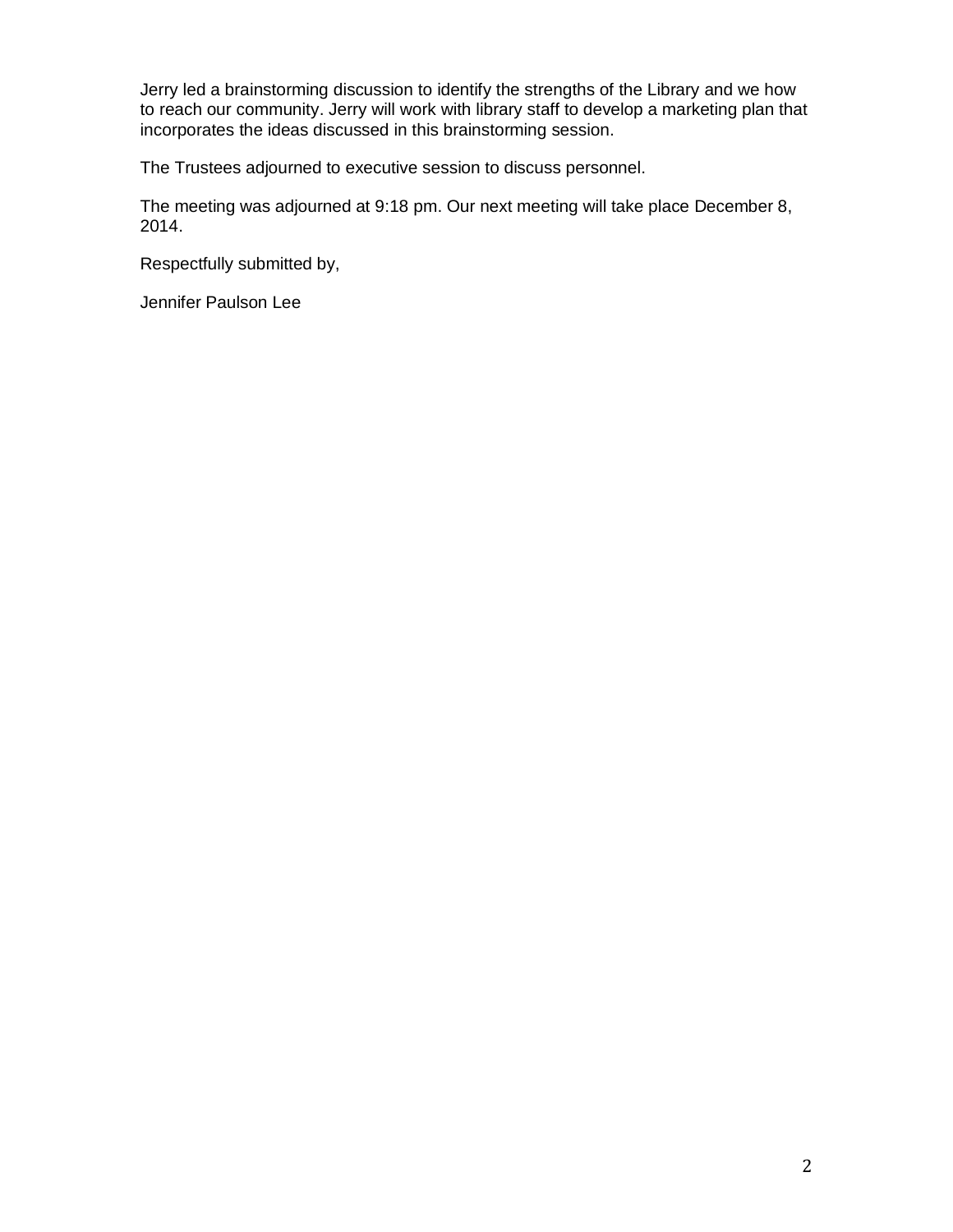Jerry led a brainstorming discussion to identify the strengths of the Library and we how to reach our community. Jerry will work with library staff to develop a marketing plan that incorporates the ideas discussed in this brainstorming session.

The Trustees adjourned to executive session to discuss personnel.

The meeting was adjourned at 9:18 pm. Our next meeting will take place December 8, 2014.

Respectfully submitted by,

Jennifer Paulson Lee